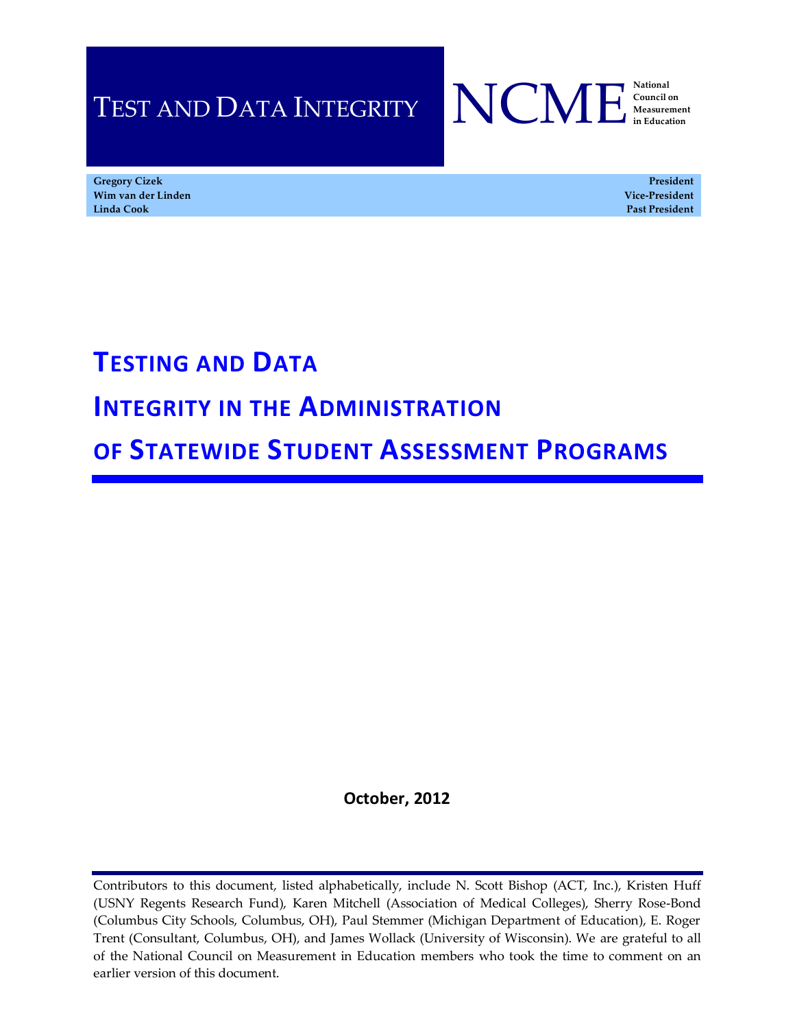TEST AND DATA INTEGRITY

NCME National Council on Measurement in Education

| | |
|---|---|
| **Gregory Cizek** | **President** |
| **Wim van der Linden** | **Vice-President** |
| **Linda Cook** | **Past President** |

# TESTING AND DATA INTEGRITY IN THE ADMINISTRATION OF STATEWIDE STUDENT ASSESSMENT PROGRAMS

**October, 2012**

Contributors to this document, listed alphabetically, include N. Scott Bishop (ACT, Inc.), Kristen Huff (USNY Regents Research Fund), Karen Mitchell (Association of Medical Colleges), Sherry Rose-Bond (Columbus City Schools, Columbus, OH), Paul Stemmer (Michigan Department of Education), E. Roger Trent (Consultant, Columbus, OH), and James Wollack (University of Wisconsin). We are grateful to all of the National Council on Measurement in Education members who took the time to comment on an earlier version of this document.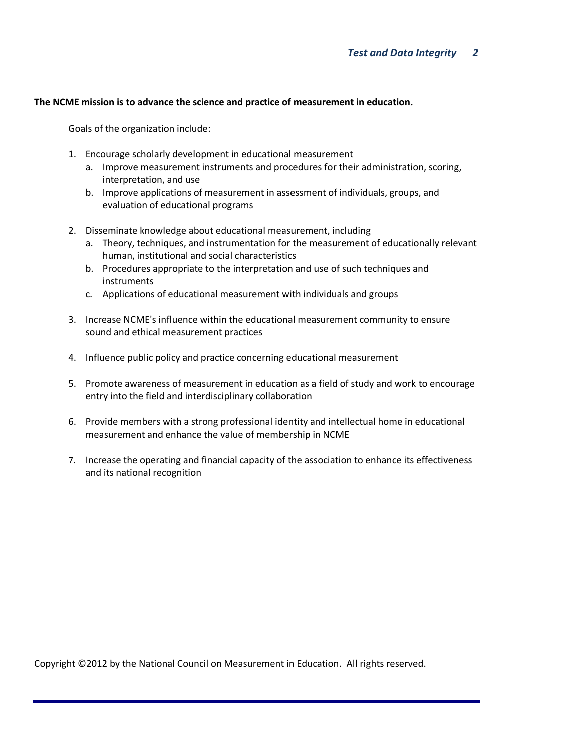**The NCME mission is to advance the science and practice of measurement in education.**

Goals of the organization include:

1. Encourage scholarly development in educational measurement
   a. Improve measurement instruments and procedures for their administration, scoring, interpretation, and use
   b. Improve applications of measurement in assessment of individuals, groups, and evaluation of educational programs

2. Disseminate knowledge about educational measurement, including
   a. Theory, techniques, and instrumentation for the measurement of educationally relevant human, institutional and social characteristics
   b. Procedures appropriate to the interpretation and use of such techniques and instruments
   c. Applications of educational measurement with individuals and groups

3. Increase NCME's influence within the educational measurement community to ensure sound and ethical measurement practices

4. Influence public policy and practice concerning educational measurement

5. Promote awareness of measurement in education as a field of study and work to encourage entry into the field and interdisciplinary collaboration

6. Provide members with a strong professional identity and intellectual home in educational measurement and enhance the value of membership in NCME

7. Increase the operating and financial capacity of the association to enhance its effectiveness and its national recognition

Copyright ©2012 by the National Council on Measurement in Education. All rights reserved.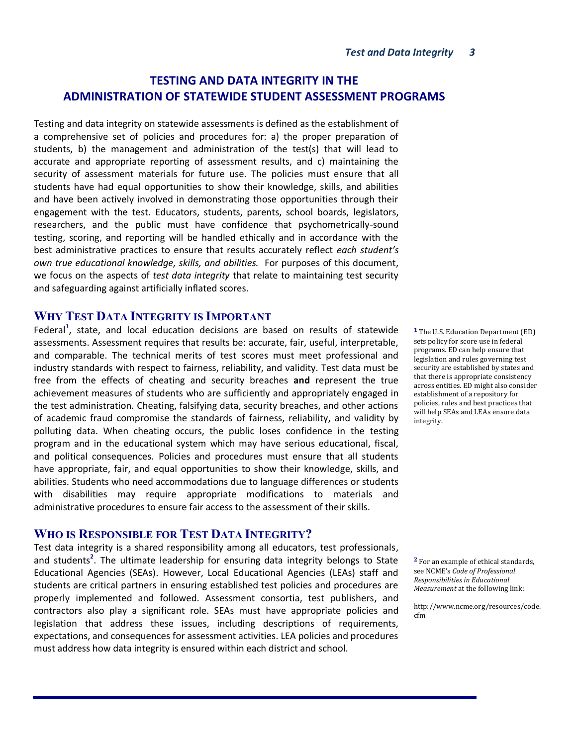# TESTING AND DATA INTEGRITY IN THE ADMINISTRATION OF STATEWIDE STUDENT ASSESSMENT PROGRAMS

Testing and data integrity on statewide assessments is defined as the establishment of a comprehensive set of policies and procedures for: a) the proper preparation of students, b) the management and administration of the test(s) that will lead to accurate and appropriate reporting of assessment results, and c) maintaining the security of assessment materials for future use. The policies must ensure that all students have had equal opportunities to show their knowledge, skills, and abilities and have been actively involved in demonstrating those opportunities through their engagement with the test. Educators, students, parents, school boards, legislators, researchers, and the public must have confidence that psychometrically-sound testing, scoring, and reporting will be handled ethically and in accordance with the best administrative practices to ensure that results accurately reflect *each student's own true educational knowledge, skills, and abilities.* For purposes of this document, we focus on the aspects of *test data integrity* that relate to maintaining test security and safeguarding against artificially inflated scores.

## WHY TEST DATA INTEGRITY IS IMPORTANT

Federal[1], state, and local education decisions are based on results of statewide assessments. Assessment requires that results be: accurate, fair, useful, interpretable, and comparable. The technical merits of test scores must meet professional and industry standards with respect to fairness, reliability, and validity. Test data must be free from the effects of cheating and security breaches **and** represent the true achievement measures of students who are sufficiently and appropriately engaged in the test administration. Cheating, falsifying data, security breaches, and other actions of academic fraud compromise the standards of fairness, reliability, and validity by polluting data. When cheating occurs, the public loses confidence in the testing program and in the educational system which may have serious educational, fiscal, and political consequences. Policies and procedures must ensure that all students have appropriate, fair, and equal opportunities to show their knowledge, skills, and abilities. Students who need accommodations due to language differences or students with disabilities may require appropriate modifications to materials and administrative procedures to ensure fair access to the assessment of their skills.

[1] The U.S. Education Department (ED) sets policy for score use in federal programs. ED can help ensure that legislation and rules governing test security are established by states and that there is appropriate consistency across entities. ED might also consider establishment of a repository for policies, rules and best practices that will help SEAs and LEAs ensure data integrity.

## WHO IS RESPONSIBLE FOR TEST DATA INTEGRITY?

Test data integrity is a shared responsibility among all educators, test professionals, and students[2]. The ultimate leadership for ensuring data integrity belongs to State Educational Agencies (SEAs). However, Local Educational Agencies (LEAs) staff and students are critical partners in ensuring established test policies and procedures are properly implemented and followed. Assessment consortia, test publishers, and contractors also play a significant role. SEAs must have appropriate policies and legislation that address these issues, including descriptions of requirements, expectations, and consequences for assessment activities. LEA policies and procedures must address how data integrity is ensured within each district and school.

[2] For an example of ethical standards, see NCME's *Code of Professional Responsibilities in Educational Measurement* at the following link:

http://www.ncme.org/resources/code.cfm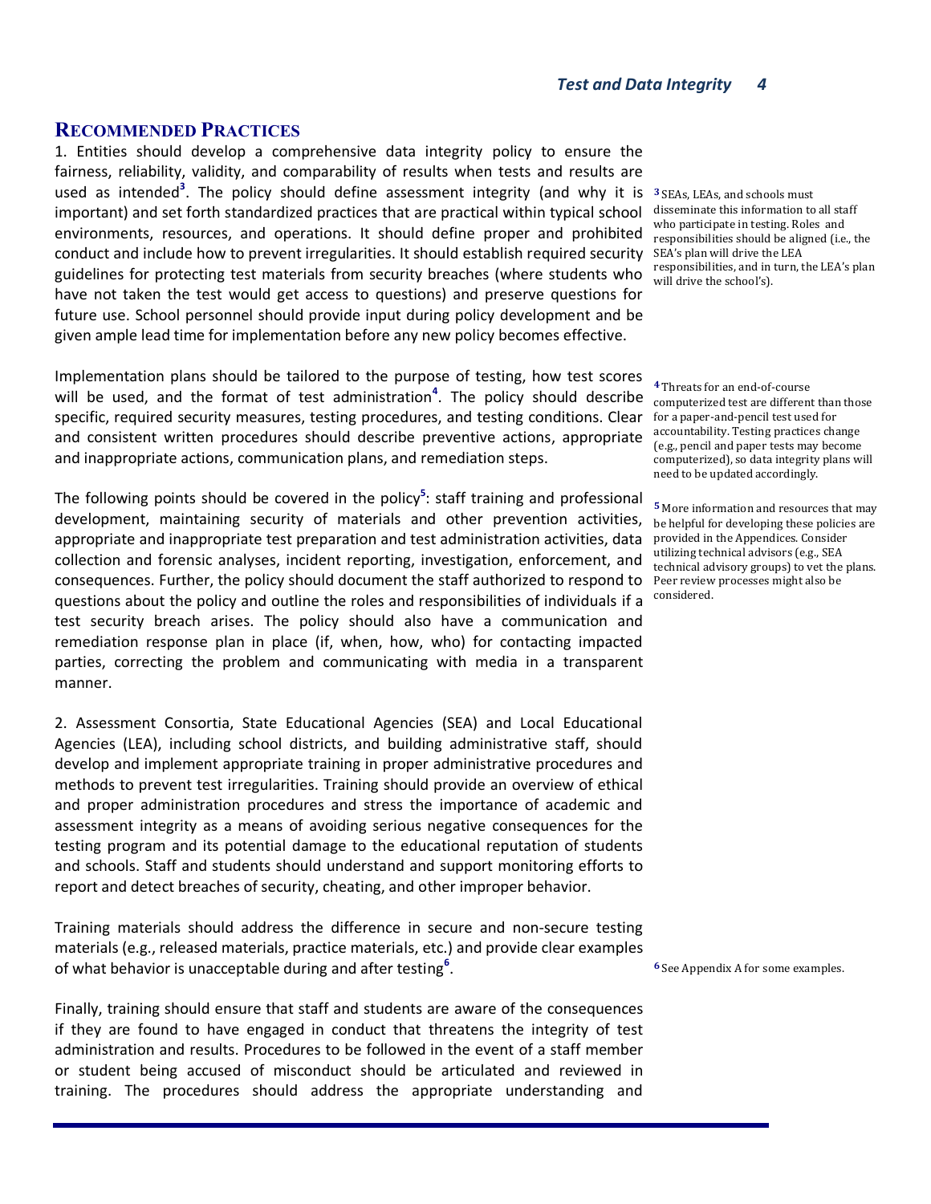## Recommended Practices

1. Entities should develop a comprehensive data integrity policy to ensure the fairness, reliability, validity, and comparability of results when tests and results are used as intended[3]. The policy should define assessment integrity (and why it is important) and set forth standardized practices that are practical within typical school environments, resources, and operations. It should define proper and prohibited conduct and include how to prevent irregularities. It should establish required security guidelines for protecting test materials from security breaches (where students who have not taken the test would get access to questions) and preserve questions for future use. School personnel should provide input during policy development and be given ample lead time for implementation before any new policy becomes effective.

Implementation plans should be tailored to the purpose of testing, how test scores will be used, and the format of test administration[4]. The policy should describe specific, required security measures, testing procedures, and testing conditions. Clear and consistent written procedures should describe preventive actions, appropriate and inappropriate actions, communication plans, and remediation steps.

The following points should be covered in the policy[5]: staff training and professional development, maintaining security of materials and other prevention activities, appropriate and inappropriate test preparation and test administration activities, data collection and forensic analyses, incident reporting, investigation, enforcement, and consequences. Further, the policy should document the staff authorized to respond to questions about the policy and outline the roles and responsibilities of individuals if a test security breach arises. The policy should also have a communication and remediation response plan in place (if, when, how, who) for contacting impacted parties, correcting the problem and communicating with media in a transparent manner.

2. Assessment Consortia, State Educational Agencies (SEA) and Local Educational Agencies (LEA), including school districts, and building administrative staff, should develop and implement appropriate training in proper administrative procedures and methods to prevent test irregularities. Training should provide an overview of ethical and proper administration procedures and stress the importance of academic and assessment integrity as a means of avoiding serious negative consequences for the testing program and its potential damage to the educational reputation of students and schools. Staff and students should understand and support monitoring efforts to report and detect breaches of security, cheating, and other improper behavior.

Training materials should address the difference in secure and non-secure testing materials (e.g., released materials, practice materials, etc.) and provide clear examples of what behavior is unacceptable during and after testing[6].

Finally, training should ensure that staff and students are aware of the consequences if they are found to have engaged in conduct that threatens the integrity of test administration and results. Procedures to be followed in the event of a staff member or student being accused of misconduct should be articulated and reviewed in training. The procedures should address the appropriate understanding and

---

[3] SEAs, LEAs, and schools must disseminate this information to all staff who participate in testing. Roles and responsibilities should be aligned (i.e., the SEA's plan will drive the LEA responsibilities, and in turn, the LEA's plan will drive the school's).

[4] Threats for an end-of-course computerized test are different than those for a paper-and-pencil test used for accountability. Testing practices change (e.g., pencil and paper tests may become computerized), so data integrity plans will need to be updated accordingly.

[5] More information and resources that may be helpful for developing these policies are provided in the Appendices. Consider utilizing technical advisors (e.g., SEA technical advisory groups) to vet the plans. Peer review processes might also be considered.

[6] See Appendix A for some examples.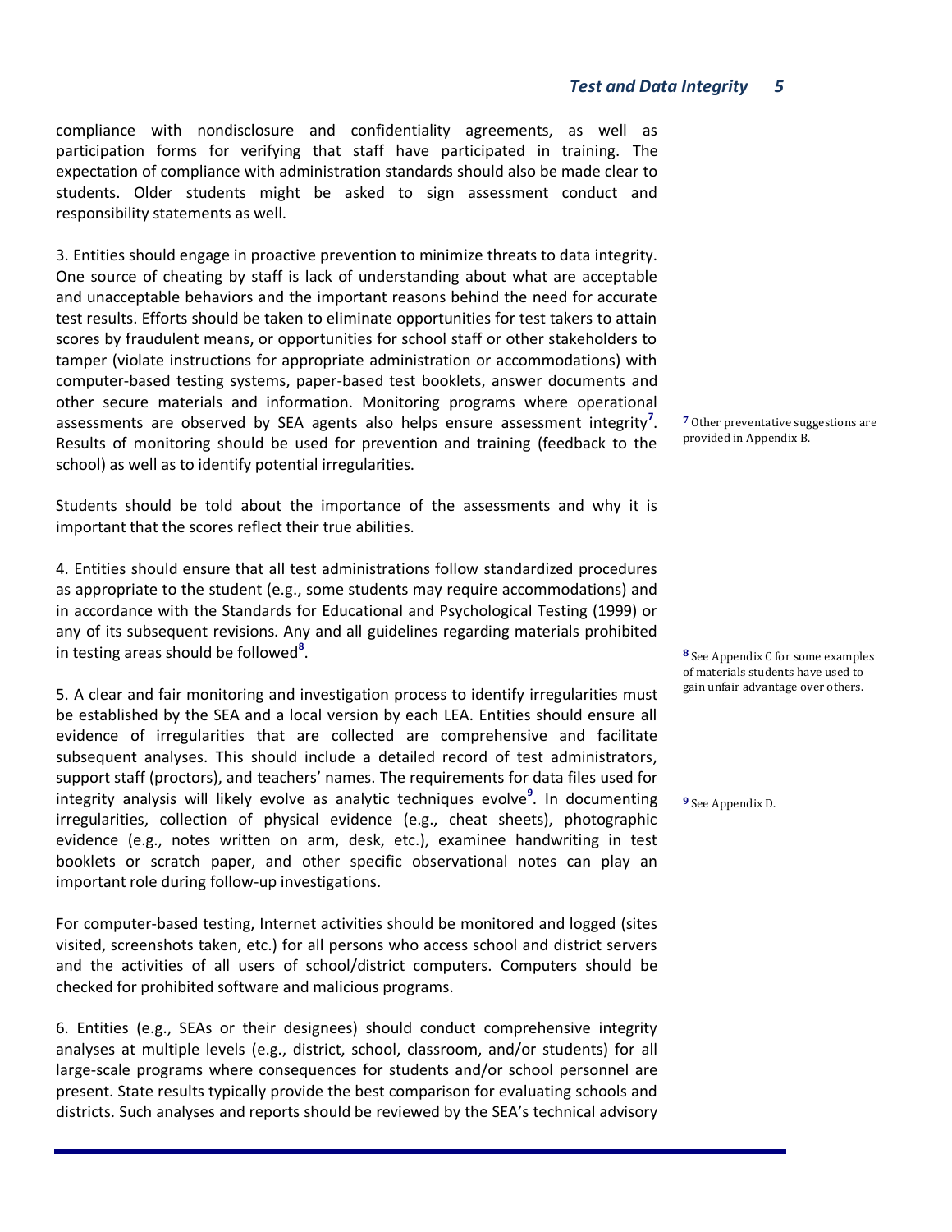compliance with nondisclosure and confidentiality agreements, as well as participation forms for verifying that staff have participated in training. The expectation of compliance with administration standards should also be made clear to students. Older students might be asked to sign assessment conduct and responsibility statements as well.

3. Entities should engage in proactive prevention to minimize threats to data integrity. One source of cheating by staff is lack of understanding about what are acceptable and unacceptable behaviors and the important reasons behind the need for accurate test results. Efforts should be taken to eliminate opportunities for test takers to attain scores by fraudulent means, or opportunities for school staff or other stakeholders to tamper (violate instructions for appropriate administration or accommodations) with computer-based testing systems, paper-based test booklets, answer documents and other secure materials and information. Monitoring programs where operational assessments are observed by SEA agents also helps ensure assessment integrity[7]. Results of monitoring should be used for prevention and training (feedback to the school) as well as to identify potential irregularities.

Students should be told about the importance of the assessments and why it is important that the scores reflect their true abilities.

4. Entities should ensure that all test administrations follow standardized procedures as appropriate to the student (e.g., some students may require accommodations) and in accordance with the Standards for Educational and Psychological Testing (1999) or any of its subsequent revisions. Any and all guidelines regarding materials prohibited in testing areas should be followed[8].

5. A clear and fair monitoring and investigation process to identify irregularities must be established by the SEA and a local version by each LEA. Entities should ensure all evidence of irregularities that are collected are comprehensive and facilitate subsequent analyses. This should include a detailed record of test administrators, support staff (proctors), and teachers' names. The requirements for data files used for integrity analysis will likely evolve as analytic techniques evolve[9]. In documenting irregularities, collection of physical evidence (e.g., cheat sheets), photographic evidence (e.g., notes written on arm, desk, etc.), examinee handwriting in test booklets or scratch paper, and other specific observational notes can play an important role during follow-up investigations.

For computer-based testing, Internet activities should be monitored and logged (sites visited, screenshots taken, etc.) for all persons who access school and district servers and the activities of all users of school/district computers. Computers should be checked for prohibited software and malicious programs.

6. Entities (e.g., SEAs or their designees) should conduct comprehensive integrity analyses at multiple levels (e.g., district, school, classroom, and/or students) for all large-scale programs where consequences for students and/or school personnel are present. State results typically provide the best comparison for evaluating schools and districts. Such analyses and reports should be reviewed by the SEA's technical advisory

[7] Other preventative suggestions are provided in Appendix B.

[8] See Appendix C for some examples of materials students have used to gain unfair advantage over others.

[9] See Appendix D.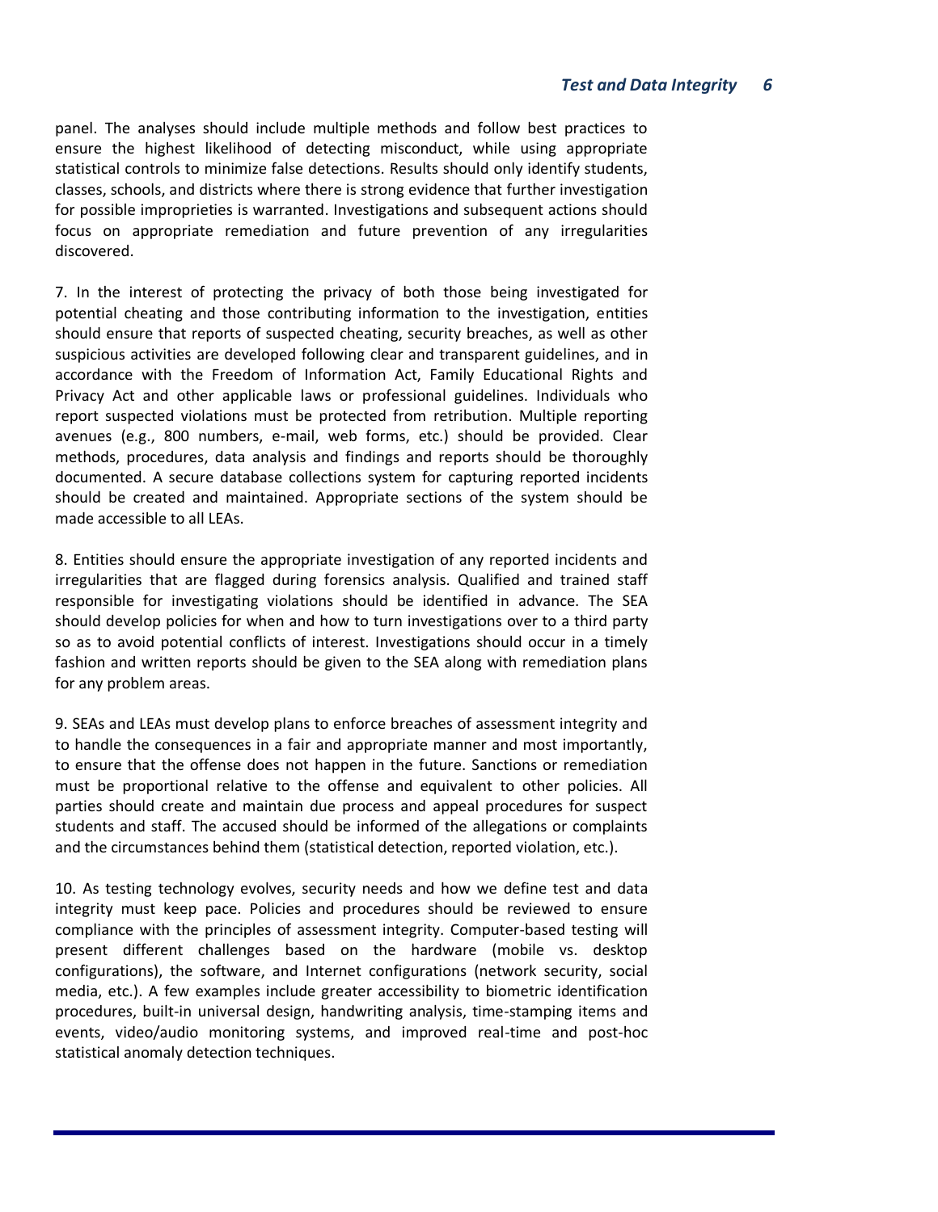panel. The analyses should include multiple methods and follow best practices to ensure the highest likelihood of detecting misconduct, while using appropriate statistical controls to minimize false detections. Results should only identify students, classes, schools, and districts where there is strong evidence that further investigation for possible improprieties is warranted. Investigations and subsequent actions should focus on appropriate remediation and future prevention of any irregularities discovered.

7. In the interest of protecting the privacy of both those being investigated for potential cheating and those contributing information to the investigation, entities should ensure that reports of suspected cheating, security breaches, as well as other suspicious activities are developed following clear and transparent guidelines, and in accordance with the Freedom of Information Act, Family Educational Rights and Privacy Act and other applicable laws or professional guidelines. Individuals who report suspected violations must be protected from retribution. Multiple reporting avenues (e.g., 800 numbers, e-mail, web forms, etc.) should be provided. Clear methods, procedures, data analysis and findings and reports should be thoroughly documented. A secure database collections system for capturing reported incidents should be created and maintained. Appropriate sections of the system should be made accessible to all LEAs.

8. Entities should ensure the appropriate investigation of any reported incidents and irregularities that are flagged during forensics analysis. Qualified and trained staff responsible for investigating violations should be identified in advance. The SEA should develop policies for when and how to turn investigations over to a third party so as to avoid potential conflicts of interest. Investigations should occur in a timely fashion and written reports should be given to the SEA along with remediation plans for any problem areas.

9. SEAs and LEAs must develop plans to enforce breaches of assessment integrity and to handle the consequences in a fair and appropriate manner and most importantly, to ensure that the offense does not happen in the future. Sanctions or remediation must be proportional relative to the offense and equivalent to other policies. All parties should create and maintain due process and appeal procedures for suspect students and staff. The accused should be informed of the allegations or complaints and the circumstances behind them (statistical detection, reported violation, etc.).

10. As testing technology evolves, security needs and how we define test and data integrity must keep pace. Policies and procedures should be reviewed to ensure compliance with the principles of assessment integrity. Computer-based testing will present different challenges based on the hardware (mobile vs. desktop configurations), the software, and Internet configurations (network security, social media, etc.). A few examples include greater accessibility to biometric identification procedures, built-in universal design, handwriting analysis, time-stamping items and events, video/audio monitoring systems, and improved real-time and post-hoc statistical anomaly detection techniques.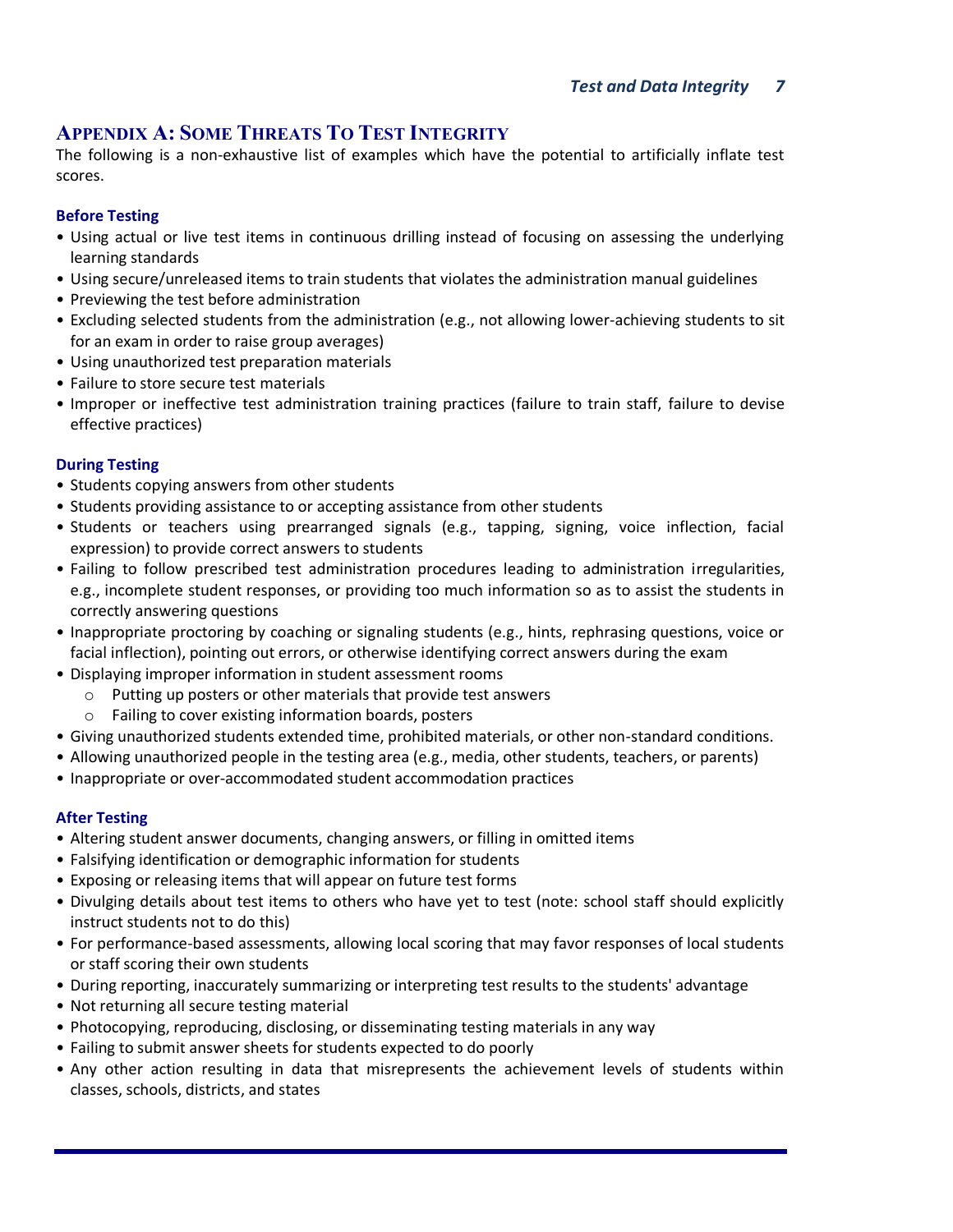## Appendix A: Some Threats To Test Integrity

The following is a non-exhaustive list of examples which have the potential to artificially inflate test scores.

### Before Testing

- Using actual or live test items in continuous drilling instead of focusing on assessing the underlying learning standards
- Using secure/unreleased items to train students that violates the administration manual guidelines
- Previewing the test before administration
- Excluding selected students from the administration (e.g., not allowing lower-achieving students to sit for an exam in order to raise group averages)
- Using unauthorized test preparation materials
- Failure to store secure test materials
- Improper or ineffective test administration training practices (failure to train staff, failure to devise effective practices)

### During Testing

- Students copying answers from other students
- Students providing assistance to or accepting assistance from other students
- Students or teachers using prearranged signals (e.g., tapping, signing, voice inflection, facial expression) to provide correct answers to students
- Failing to follow prescribed test administration procedures leading to administration irregularities, e.g., incomplete student responses, or providing too much information so as to assist the students in correctly answering questions
- Inappropriate proctoring by coaching or signaling students (e.g., hints, rephrasing questions, voice or facial inflection), pointing out errors, or otherwise identifying correct answers during the exam
- Displaying improper information in student assessment rooms
  - Putting up posters or other materials that provide test answers
  - Failing to cover existing information boards, posters
- Giving unauthorized students extended time, prohibited materials, or other non-standard conditions.
- Allowing unauthorized people in the testing area (e.g., media, other students, teachers, or parents)
- Inappropriate or over-accommodated student accommodation practices

### After Testing

- Altering student answer documents, changing answers, or filling in omitted items
- Falsifying identification or demographic information for students
- Exposing or releasing items that will appear on future test forms
- Divulging details about test items to others who have yet to test (note: school staff should explicitly instruct students not to do this)
- For performance-based assessments, allowing local scoring that may favor responses of local students or staff scoring their own students
- During reporting, inaccurately summarizing or interpreting test results to the students' advantage
- Not returning all secure testing material
- Photocopying, reproducing, disclosing, or disseminating testing materials in any way
- Failing to submit answer sheets for students expected to do poorly
- Any other action resulting in data that misrepresents the achievement levels of students within classes, schools, districts, and states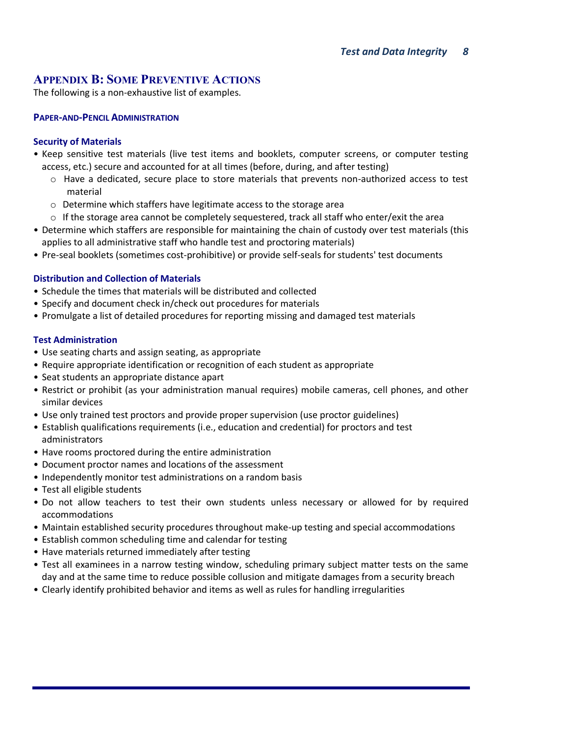## Appendix B: Some Preventive Actions

The following is a non-exhaustive list of examples.

### Paper-and-Pencil Administration

#### Security of Materials

- Keep sensitive test materials (live test items and booklets, computer screens, or computer testing access, etc.) secure and accounted for at all times (before, during, and after testing)
  - Have a dedicated, secure place to store materials that prevents non-authorized access to test material
  - Determine which staffers have legitimate access to the storage area
  - If the storage area cannot be completely sequestered, track all staff who enter/exit the area
- Determine which staffers are responsible for maintaining the chain of custody over test materials (this applies to all administrative staff who handle test and proctoring materials)
- Pre-seal booklets (sometimes cost-prohibitive) or provide self-seals for students' test documents

#### Distribution and Collection of Materials

- Schedule the times that materials will be distributed and collected
- Specify and document check in/check out procedures for materials
- Promulgate a list of detailed procedures for reporting missing and damaged test materials

#### Test Administration

- Use seating charts and assign seating, as appropriate
- Require appropriate identification or recognition of each student as appropriate
- Seat students an appropriate distance apart
- Restrict or prohibit (as your administration manual requires) mobile cameras, cell phones, and other similar devices
- Use only trained test proctors and provide proper supervision (use proctor guidelines)
- Establish qualifications requirements (i.e., education and credential) for proctors and test administrators
- Have rooms proctored during the entire administration
- Document proctor names and locations of the assessment
- Independently monitor test administrations on a random basis
- Test all eligible students
- Do not allow teachers to test their own students unless necessary or allowed for by required accommodations
- Maintain established security procedures throughout make-up testing and special accommodations
- Establish common scheduling time and calendar for testing
- Have materials returned immediately after testing
- Test all examinees in a narrow testing window, scheduling primary subject matter tests on the same day and at the same time to reduce possible collusion and mitigate damages from a security breach
- Clearly identify prohibited behavior and items as well as rules for handling irregularities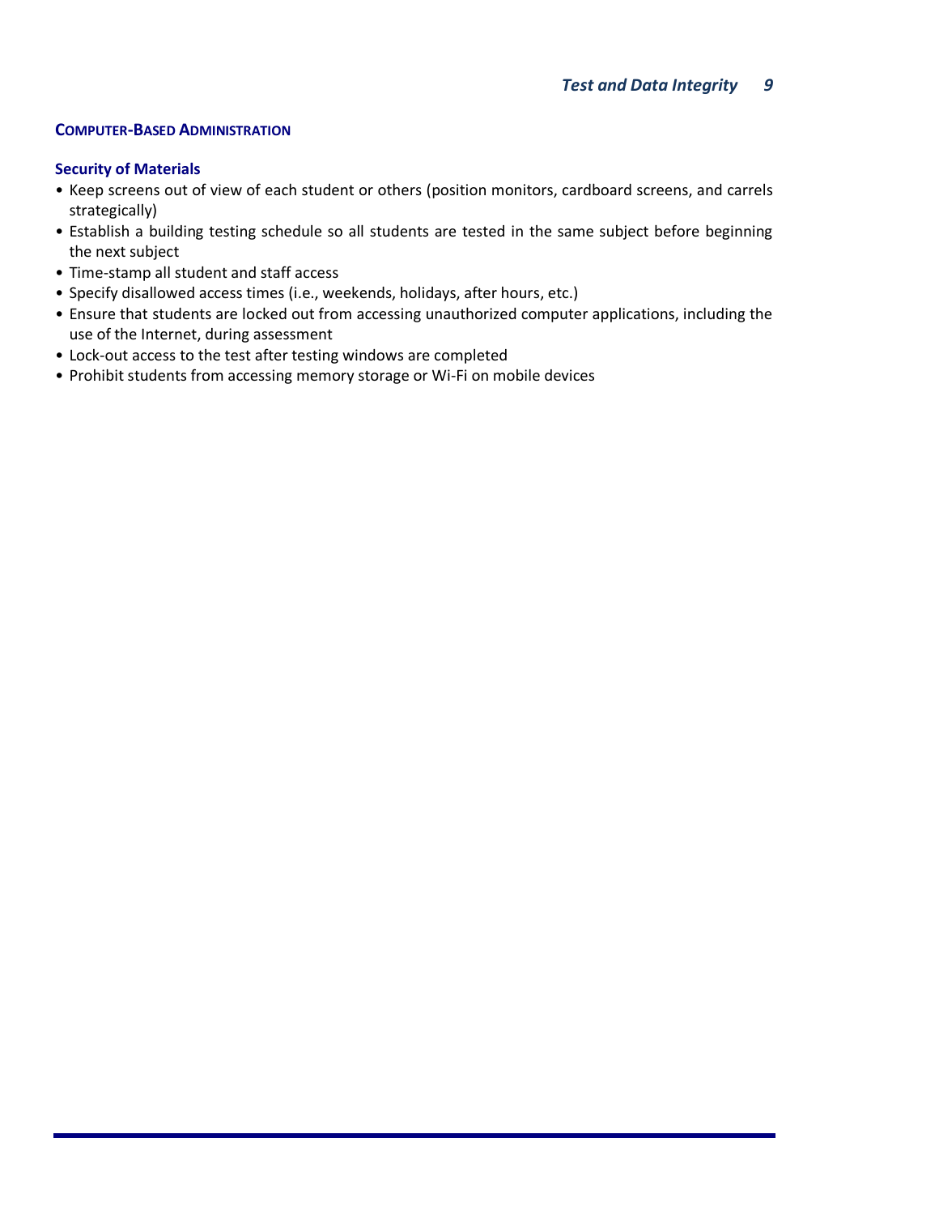## Computer-Based Administration

### Security of Materials

- Keep screens out of view of each student or others (position monitors, cardboard screens, and carrels strategically)
- Establish a building testing schedule so all students are tested in the same subject before beginning the next subject
- Time-stamp all student and staff access
- Specify disallowed access times (i.e., weekends, holidays, after hours, etc.)
- Ensure that students are locked out from accessing unauthorized computer applications, including the use of the Internet, during assessment
- Lock-out access to the test after testing windows are completed
- Prohibit students from accessing memory storage or Wi-Fi on mobile devices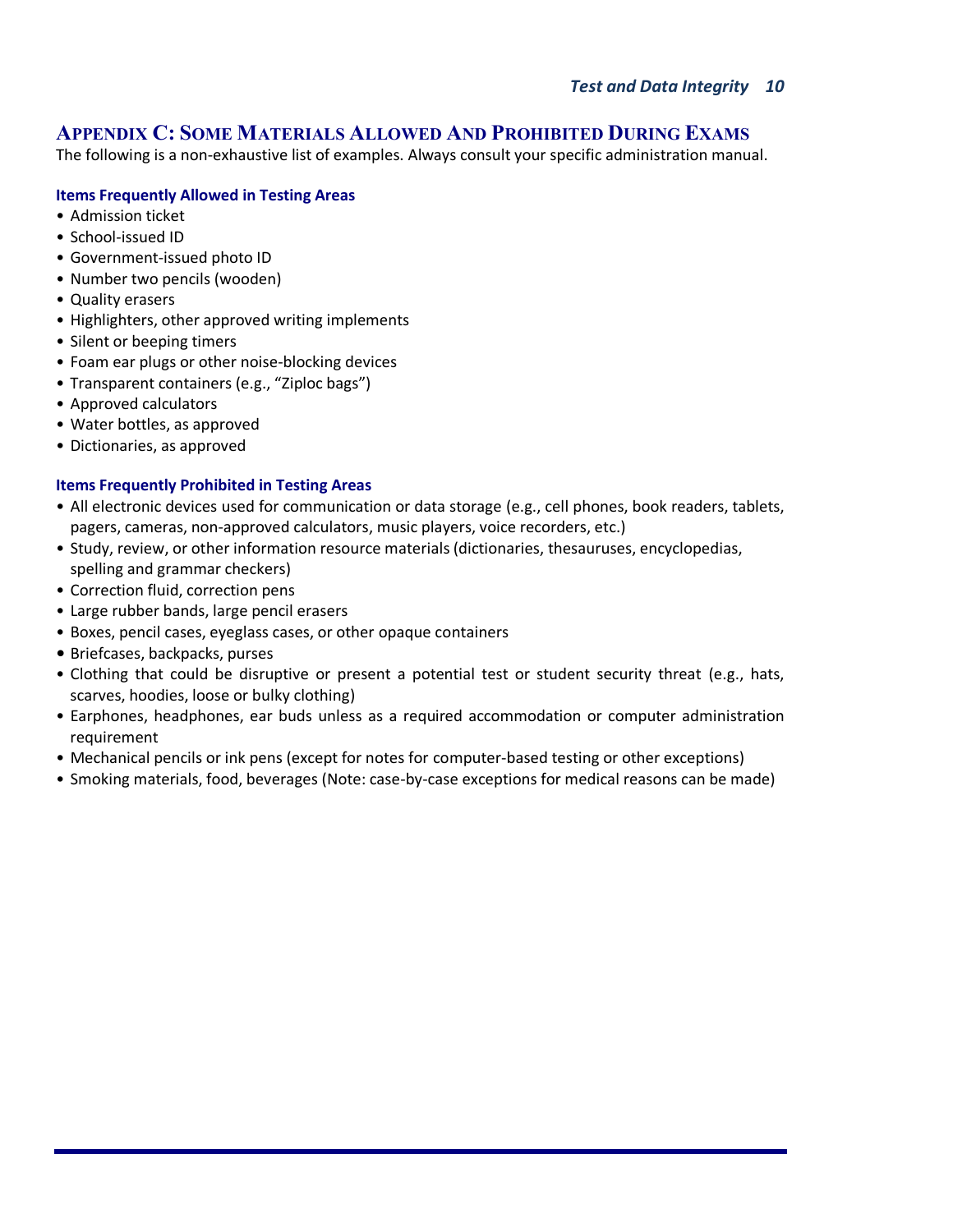## Appendix C: Some Materials Allowed And Prohibited During Exams

The following is a non-exhaustive list of examples. Always consult your specific administration manual.

### Items Frequently Allowed in Testing Areas

- Admission ticket
- School-issued ID
- Government-issued photo ID
- Number two pencils (wooden)
- Quality erasers
- Highlighters, other approved writing implements
- Silent or beeping timers
- Foam ear plugs or other noise-blocking devices
- Transparent containers (e.g., "Ziploc bags")
- Approved calculators
- Water bottles, as approved
- Dictionaries, as approved

### Items Frequently Prohibited in Testing Areas

- All electronic devices used for communication or data storage (e.g., cell phones, book readers, tablets, pagers, cameras, non-approved calculators, music players, voice recorders, etc.)
- Study, review, or other information resource materials (dictionaries, thesauruses, encyclopedias, spelling and grammar checkers)
- Correction fluid, correction pens
- Large rubber bands, large pencil erasers
- Boxes, pencil cases, eyeglass cases, or other opaque containers
- Briefcases, backpacks, purses
- Clothing that could be disruptive or present a potential test or student security threat (e.g., hats, scarves, hoodies, loose or bulky clothing)
- Earphones, headphones, ear buds unless as a required accommodation or computer administration requirement
- Mechanical pencils or ink pens (except for notes for computer-based testing or other exceptions)
- Smoking materials, food, beverages (Note: case-by-case exceptions for medical reasons can be made)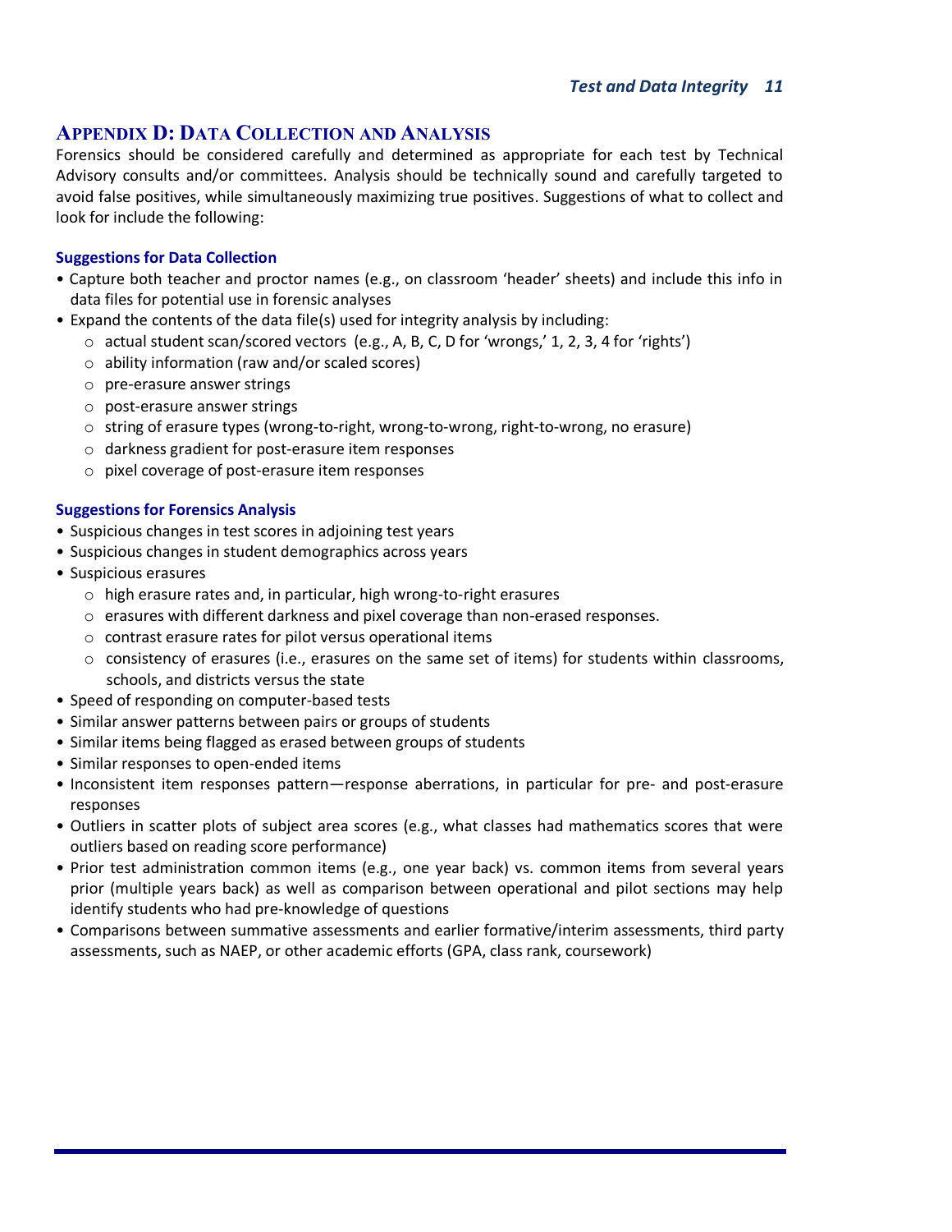## Appendix D: Data Collection and Analysis

Forensics should be considered carefully and determined as appropriate for each test by Technical Advisory consults and/or committees. Analysis should be technically sound and carefully targeted to avoid false positives, while simultaneously maximizing true positives. Suggestions of what to collect and look for include the following:

### Suggestions for Data Collection

- Capture both teacher and proctor names (e.g., on classroom 'header' sheets) and include this info in data files for potential use in forensic analyses
- Expand the contents of the data file(s) used for integrity analysis by including:
  - actual student scan/scored vectors (e.g., A, B, C, D for 'wrongs,' 1, 2, 3, 4 for 'rights')
  - ability information (raw and/or scaled scores)
  - pre-erasure answer strings
  - post-erasure answer strings
  - string of erasure types (wrong-to-right, wrong-to-wrong, right-to-wrong, no erasure)
  - darkness gradient for post-erasure item responses
  - pixel coverage of post-erasure item responses

### Suggestions for Forensics Analysis

- Suspicious changes in test scores in adjoining test years
- Suspicious changes in student demographics across years
- Suspicious erasures
  - high erasure rates and, in particular, high wrong-to-right erasures
  - erasures with different darkness and pixel coverage than non-erased responses.
  - contrast erasure rates for pilot versus operational items
  - consistency of erasures (i.e., erasures on the same set of items) for students within classrooms, schools, and districts versus the state
- Speed of responding on computer-based tests
- Similar answer patterns between pairs or groups of students
- Similar items being flagged as erased between groups of students
- Similar responses to open-ended items
- Inconsistent item responses pattern—response aberrations, in particular for pre- and post-erasure responses
- Outliers in scatter plots of subject area scores (e.g., what classes had mathematics scores that were outliers based on reading score performance)
- Prior test administration common items (e.g., one year back) vs. common items from several years prior (multiple years back) as well as comparison between operational and pilot sections may help identify students who had pre-knowledge of questions
- Comparisons between summative assessments and earlier formative/interim assessments, third party assessments, such as NAEP, or other academic efforts (GPA, class rank, coursework)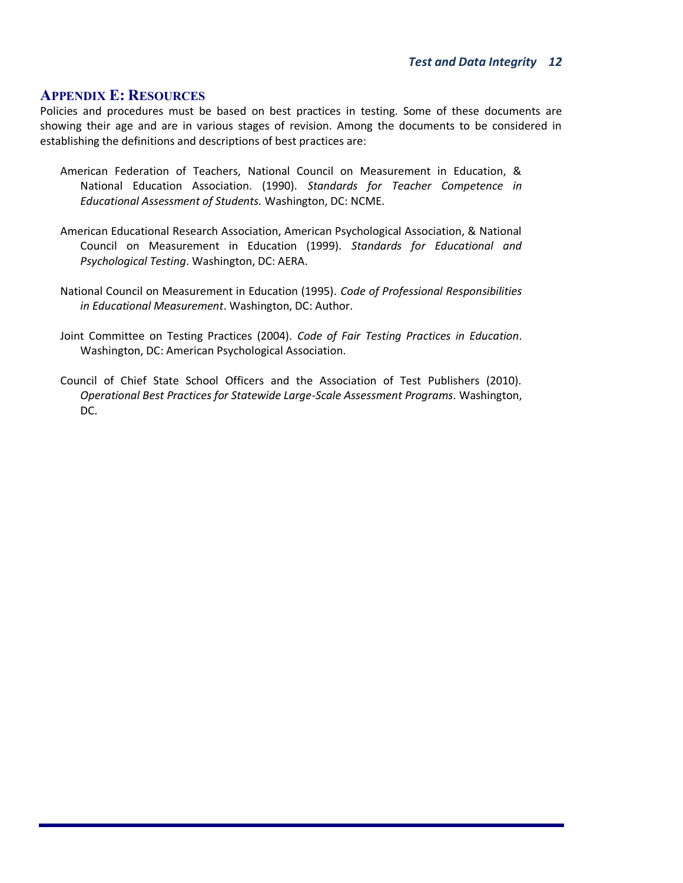## Appendix E: Resources

Policies and procedures must be based on best practices in testing. Some of these documents are showing their age and are in various stages of revision. Among the documents to be considered in establishing the definitions and descriptions of best practices are:

American Federation of Teachers, National Council on Measurement in Education, & National Education Association. (1990). *Standards for Teacher Competence in Educational Assessment of Students.* Washington, DC: NCME.

American Educational Research Association, American Psychological Association, & National Council on Measurement in Education (1999). *Standards for Educational and Psychological Testing*. Washington, DC: AERA.

National Council on Measurement in Education (1995). *Code of Professional Responsibilities in Educational Measurement*. Washington, DC: Author.

Joint Committee on Testing Practices (2004). *Code of Fair Testing Practices in Education*. Washington, DC: American Psychological Association.

Council of Chief State School Officers and the Association of Test Publishers (2010). *Operational Best Practices for Statewide Large-Scale Assessment Programs*. Washington, DC.